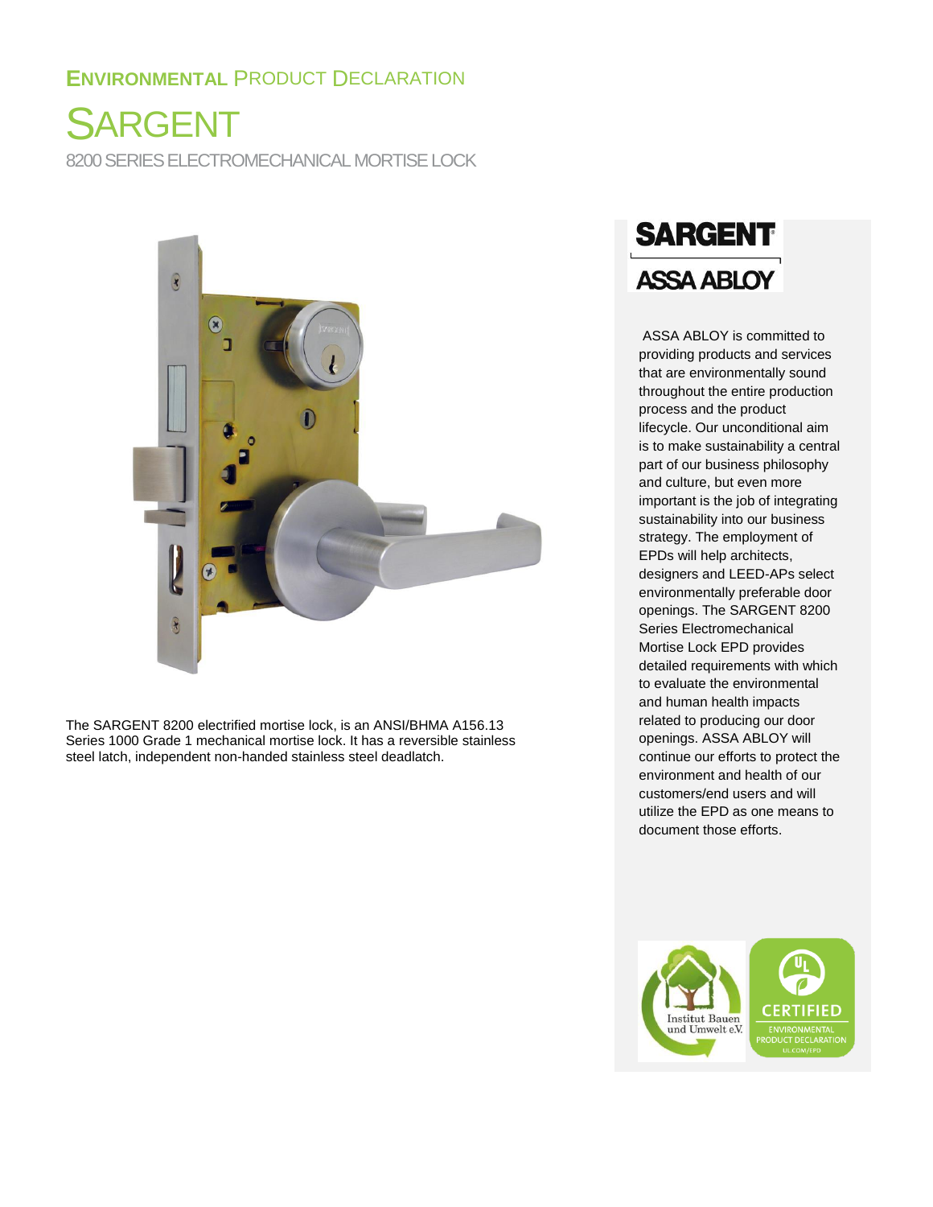**ENVIRONMENTAL** PRODUCT DECLARATION

# SARGENT

## 8200 SERIES ELECTROMECHANICAL MORTISE LOCK

The SARGENT 8200 electrified mortise lock, is an ANSI/BHMA A156.13 Series 1000 Grade 1 mechanical mortise lock. It has a reversible stainless steel latch, independent non-handed stainless steel deadlatch.

**SARGENT**

**ASSA ABLOY**

ASSA ABLOY is committed to providing products and services that are environmentally sound throughout the entire production process and the product lifecycle. Our unconditional aim is to make sustainability a central part of our business philosophy and culture, but even more important is the job of integrating sustainability into our business strategy. The employment of EPDs will help architects, designers and LEED-APs select environmentally preferable door openings. The SARGENT 8200 Series Electromechanical Mortise Lock EPD provides detailed requirements with which to evaluate the environmental and human health impacts related to producing our door openings. ASSA ABLOY will continue our efforts to protect the environment and health of our customers/end users and will utilize the EPD as one means to document those efforts.

Institut Bauen und Umwelt e.V.

UL CERTIFIED ENVIRONMENTAL PRODUCT DECLARATION UL.COM/EPD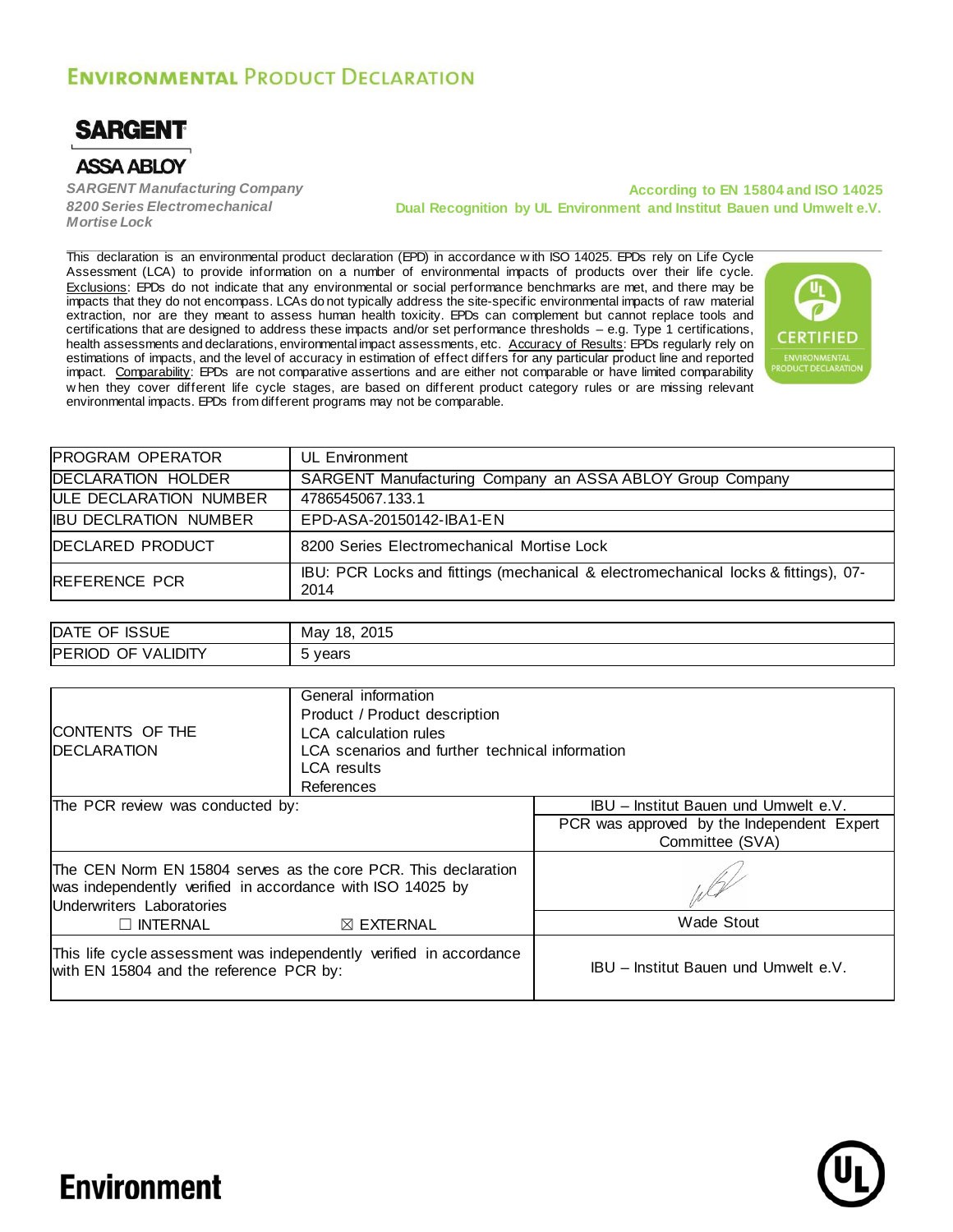# Environmental Product Declaration

**SARGENT**

**ASSA ABLOY**

*SARGENT Manufacturing Company*
*8200 Series Electromechanical Mortise Lock*

**According to EN 15804 and ISO 14025**
**Dual Recognition by UL Environment and Institut Bauen und Umwelt e.V.**

This declaration is an environmental product declaration (EPD) in accordance with ISO 14025. EPDs rely on Life Cycle Assessment (LCA) to provide information on a number of environmental impacts of products over their life cycle. Exclusions: EPDs do not indicate that any environmental or social performance benchmarks are met, and there may be impacts that they do not encompass. LCAs do not typically address the site-specific environmental impacts of raw material extraction, nor are they meant to assess human health toxicity. EPDs can complement but cannot replace tools and certifications that are designed to address these impacts and/or set performance thresholds – e.g. Type 1 certifications, health assessments and declarations, environmental impact assessments, etc. Accuracy of Results: EPDs regularly rely on estimations of impacts, and the level of accuracy in estimation of effect differs for any particular product line and reported impact. Comparability: EPDs are not comparative assertions and are either not comparable or have limited comparability when they cover different life cycle stages, are based on different product category rules or are missing relevant environmental impacts. EPDs from different programs may not be comparable.

CERTIFIED ENVIRONMENTAL PRODUCT DECLARATION

| | |
|---|---|
| PROGRAM OPERATOR | UL Environment |
| DECLARATION HOLDER | SARGENT Manufacturing Company an ASSA ABLOY Group Company |
| ULE DECLARATION NUMBER | 4786545067.133.1 |
| IBU DECLRATION NUMBER | EPD-ASA-20150142-IBA1-EN |
| DECLARED PRODUCT | 8200 Series Electromechanical Mortise Lock |
| REFERENCE PCR | IBU: PCR Locks and fittings (mechanical & electromechanical locks & fittings), 07-2014 |

| | |
|---|---|
| DATE OF ISSUE | May 18, 2015 |
| PERIOD OF VALIDITY | 5 years |

| | |
|---|---|
| CONTENTS OF THE DECLARATION | General information<br>Product / Product description<br>LCA calculation rules<br>LCA scenarios and further technical information<br>LCA results<br>References |
| The PCR review was conducted by: | IBU – Institut Bauen und Umwelt e.V.<br>PCR was approved by the Independent Expert Committee (SVA) |
| The CEN Norm EN 15804 serves as the core PCR. This declaration was independently verified in accordance with ISO 14025 by Underwriters Laboratories<br>☐ INTERNAL ☒ EXTERNAL | Wade Stout |
| This life cycle assessment was independently verified in accordance with EN 15804 and the reference PCR by: | IBU – Institut Bauen und Umwelt e.V. |

Environment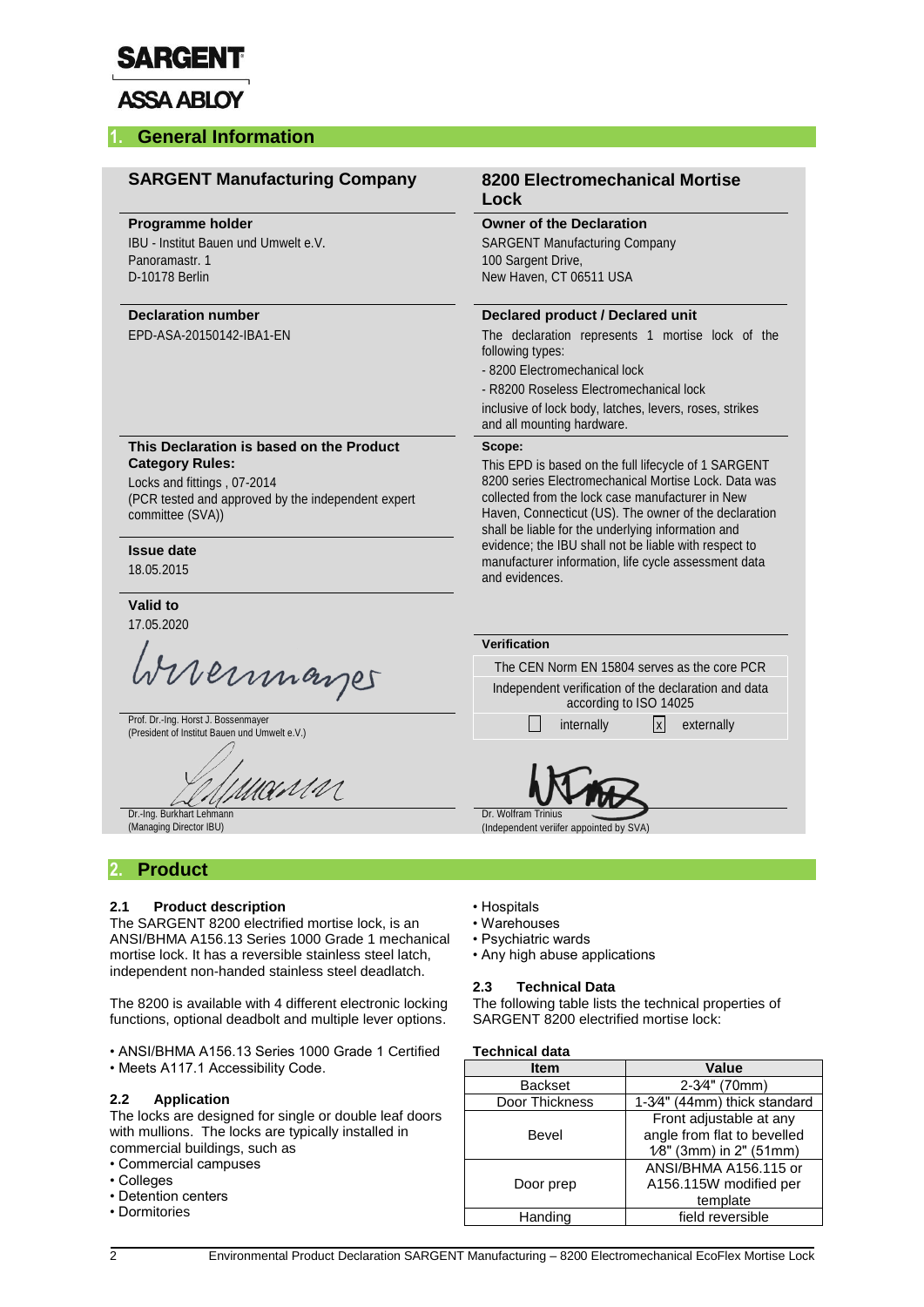SARGENT

ASSA ABLOY

## 1. General Information

**SARGENT Manufacturing Company**

**8200 Electromechanical Mortise Lock**

**Programme holder**

IBU - Institut Bauen und Umwelt e.V.
Panoramastr. 1
D-10178 Berlin

**Owner of the Declaration**

SARGENT Manufacturing Company
100 Sargent Drive,
New Haven, CT 06511 USA

**Declaration number**

EPD-ASA-20150142-IBA1-EN

**Declared product / Declared unit**

The declaration represents 1 mortise lock of the following types:

- 8200 Electromechanical lock
- R8200 Roseless Electromechanical lock

inclusive of lock body, latches, levers, roses, strikes and all mounting hardware.

**This Declaration is based on the Product Category Rules:**

Locks and fittings , 07-2014
(PCR tested and approved by the independent expert committee (SVA))

**Scope:**

This EPD is based on the full lifecycle of 1 SARGENT 8200 series Electromechanical Mortise Lock. Data was collected from the lock case manufacturer in New Haven, Connecticut (US). The owner of the declaration shall be liable for the underlying information and evidence; the IBU shall not be liable with respect to manufacturer information, life cycle assessment data and evidences.

**Issue date**

18.05.2015

**Valid to**

17.05.2020

**Verification**

The CEN Norm EN 15804 serves as the core PCR

Independent verification of the declaration and data according to ISO 14025

☐ internally ☒ externally

Prof. Dr.-Ing. Horst J. Bossenmayer
(President of Institut Bauen und Umwelt e.V.)

Dr.-Ing. Burkhart Lehmann
(Managing Director IBU)

Dr. Wolfram Trinius
(Independent veriifer appointed by SVA)

## 2. Product

### 2.1 Product description

The SARGENT 8200 electrified mortise lock, is an ANSI/BHMA A156.13 Series 1000 Grade 1 mechanical mortise lock. It has a reversible stainless steel latch, independent non-handed stainless steel deadlatch.

The 8200 is available with 4 different electronic locking functions, optional deadbolt and multiple lever options.

- ANSI/BHMA A156.13 Series 1000 Grade 1 Certified
- Meets A117.1 Accessibility Code.

### 2.2 Application

The locks are designed for single or double leaf doors with mullions. The locks are typically installed in commercial buildings, such as

- Commercial campuses
- Colleges
- Detention centers
- Dormitories
- Hospitals
- Warehouses
- Psychiatric wards
- Any high abuse applications

### 2.3 Technical Data

The following table lists the technical properties of SARGENT 8200 electrified mortise lock:

**Technical data**

| Item | Value |
|---|---|
| Backset | 2-3⁄4" (70mm) |
| Door Thickness | 1-3⁄4" (44mm) thick standard |
| Bevel | Front adjustable at any angle from flat to bevelled 1⁄8" (3mm) in 2" (51mm) |
| Door prep | ANSI/BHMA A156.115 or A156.115W modified per template |
| Handing | field reversible |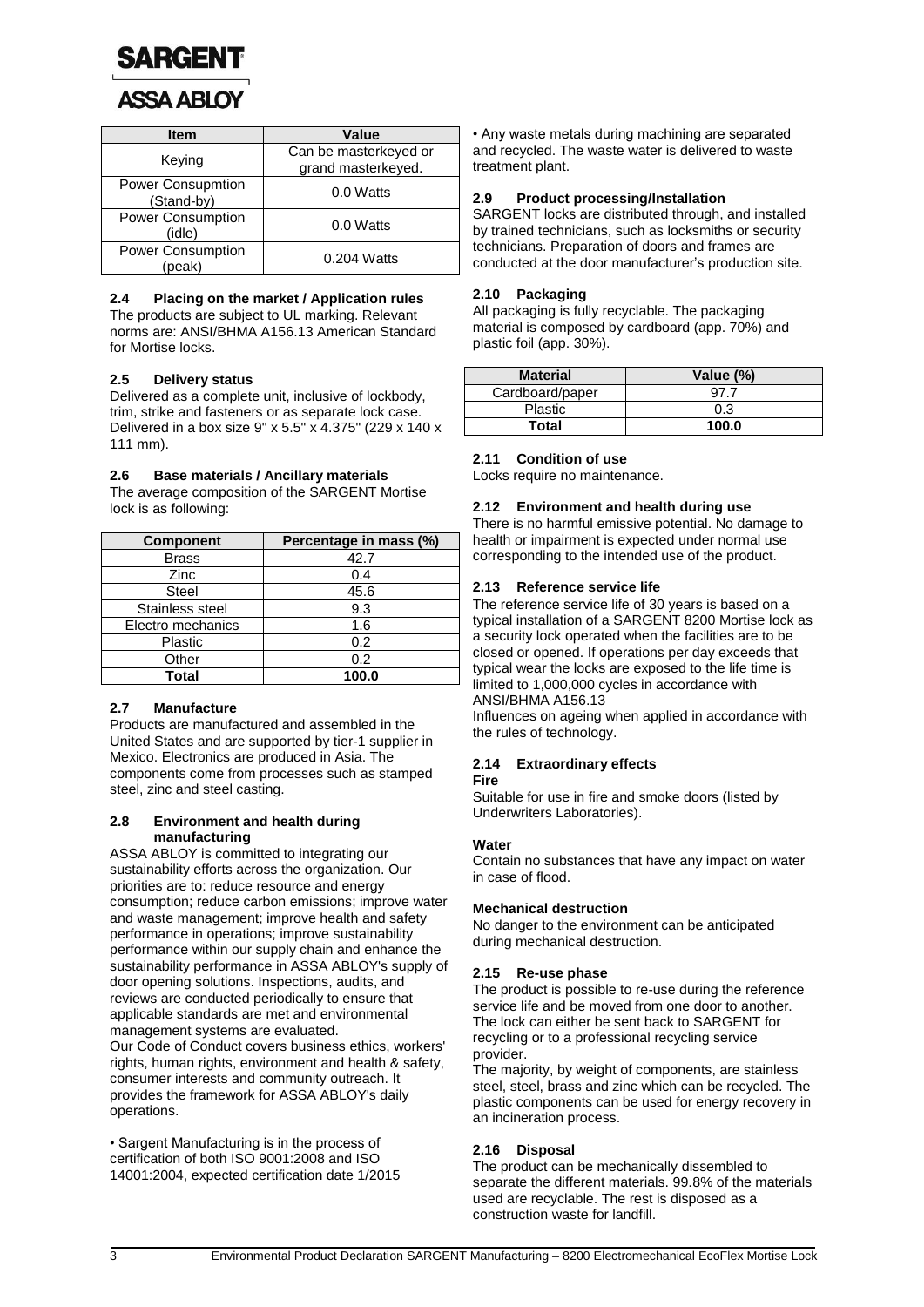| Item | Value |
|---|---|
| Keying | Can be masterkeyed or grand masterkeyed. |
| Power Consupmtion (Stand-by) | 0.0 Watts |
| Power Consumption (idle) | 0.0 Watts |
| Power Consumption (peak) | 0.204 Watts |

### 2.4 Placing on the market / Application rules

The products are subject to UL marking. Relevant norms are: ANSI/BHMA A156.13 American Standard for Mortise locks.

### 2.5 Delivery status

Delivered as a complete unit, inclusive of lockbody, trim, strike and fasteners or as separate lock case. Delivered in a box size 9" x 5.5" x 4.375" (229 x 140 x 111 mm).

### 2.6 Base materials / Ancillary materials

The average composition of the SARGENT Mortise lock is as following:

| Component | Percentage in mass (%) |
|---|---|
| Brass | 42.7 |
| Zinc | 0.4 |
| Steel | 45.6 |
| Stainless steel | 9.3 |
| Electro mechanics | 1.6 |
| Plastic | 0.2 |
| Other | 0.2 |
| **Total** | **100.0** |

### 2.7 Manufacture

Products are manufactured and assembled in the United States and are supported by tier-1 supplier in Mexico. Electronics are produced in Asia. The components come from processes such as stamped steel, zinc and steel casting.

### 2.8 Environment and health during manufacturing

ASSA ABLOY is committed to integrating our sustainability efforts across the organization. Our priorities are to: reduce resource and energy consumption; reduce carbon emissions; improve water and waste management; improve health and safety performance in operations; improve sustainability performance within our supply chain and enhance the sustainability performance in ASSA ABLOY's supply of door opening solutions. Inspections, audits, and reviews are conducted periodically to ensure that applicable standards are met and environmental management systems are evaluated.

Our Code of Conduct covers business ethics, workers' rights, human rights, environment and health & safety, consumer interests and community outreach. It provides the framework for ASSA ABLOY's daily operations.

- Sargent Manufacturing is in the process of certification of both ISO 9001:2008 and ISO 14001:2004, expected certification date 1/2015
- Any waste metals during machining are separated and recycled. The waste water is delivered to waste treatment plant.

### 2.9 Product processing/Installation

SARGENT locks are distributed through, and installed by trained technicians, such as locksmiths or security technicians. Preparation of doors and frames are conducted at the door manufacturer's production site.

### 2.10 Packaging

All packaging is fully recyclable. The packaging material is composed by cardboard (app. 70%) and plastic foil (app. 30%).

| Material | Value (%) |
|---|---|
| Cardboard/paper | 97.7 |
| Plastic | 0.3 |
| **Total** | **100.0** |

### 2.11 Condition of use

Locks require no maintenance.

### 2.12 Environment and health during use

There is no harmful emissive potential. No damage to health or impairment is expected under normal use corresponding to the intended use of the product.

### 2.13 Reference service life

The reference service life of 30 years is based on a typical installation of a SARGENT 8200 Mortise lock as a security lock operated when the facilities are to be closed or opened. If operations per day exceeds that typical wear the locks are exposed to the life time is limited to 1,000,000 cycles in accordance with ANSI/BHMA A156.13

Influences on ageing when applied in accordance with the rules of technology.

### 2.14 Extraordinary effects

**Fire**

Suitable for use in fire and smoke doors (listed by Underwriters Laboratories).

**Water**

Contain no substances that have any impact on water in case of flood.

**Mechanical destruction**

No danger to the environment can be anticipated during mechanical destruction.

### 2.15 Re-use phase

The product is possible to re-use during the reference service life and be moved from one door to another. The lock can either be sent back to SARGENT for recycling or to a professional recycling service provider.

The majority, by weight of components, are stainless steel, steel, brass and zinc which can be recycled. The plastic components can be used for energy recovery in an incineration process.

### 2.16 Disposal

The product can be mechanically dissembled to separate the different materials. 99.8% of the materials used are recyclable. The rest is disposed as a construction waste for landfill.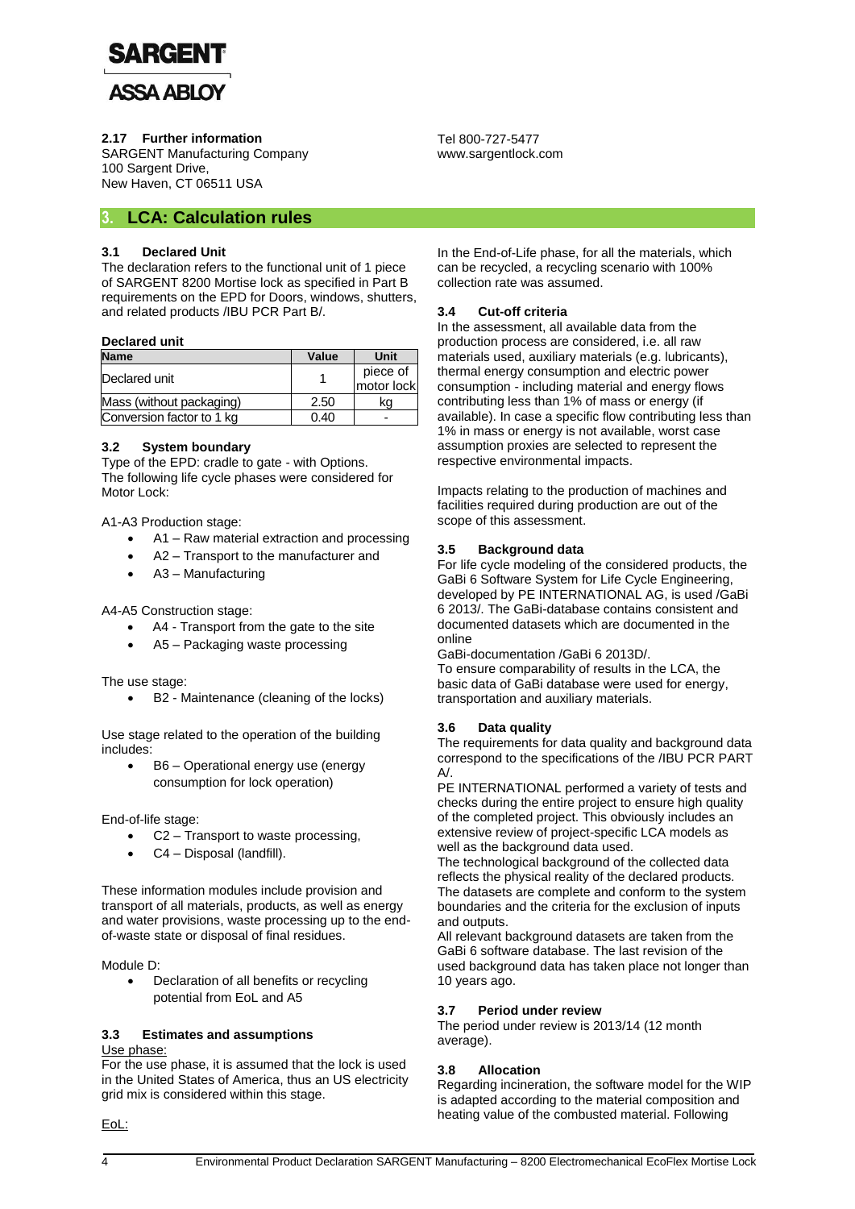### 2.17 Further information

SARGENT Manufacturing Company
100 Sargent Drive,
New Haven, CT 06511 USA

Tel 800-727-5477
www.sargentlock.com

## 3. LCA: Calculation rules

### 3.1 Declared Unit

The declaration refers to the functional unit of 1 piece of SARGENT 8200 Mortise lock as specified in Part B requirements on the EPD for Doors, windows, shutters, and related products /IBU PCR Part B/.

**Declared unit**

| Name | Value | Unit |
|---|---|---|
| Declared unit | 1 | piece of motor lock |
| Mass (without packaging) | 2.50 | kg |
| Conversion factor to 1 kg | 0.40 | - |

### 3.2 System boundary

Type of the EPD: cradle to gate - with Options. The following life cycle phases were considered for Motor Lock:

A1-A3 Production stage:

- A1 – Raw material extraction and processing
- A2 – Transport to the manufacturer and
- A3 – Manufacturing

A4-A5 Construction stage:

- A4 - Transport from the gate to the site
- A5 – Packaging waste processing

The use stage:

- B2 - Maintenance (cleaning of the locks)

Use stage related to the operation of the building includes:

- B6 – Operational energy use (energy consumption for lock operation)

End-of-life stage:

- C2 – Transport to waste processing,
- C4 – Disposal (landfill).

These information modules include provision and transport of all materials, products, as well as energy and water provisions, waste processing up to the end-of-waste state or disposal of final residues.

Module D:

- Declaration of all benefits or recycling potential from EoL and A5

### 3.3 Estimates and assumptions

Use phase:
For the use phase, it is assumed that the lock is used in the United States of America, thus an US electricity grid mix is considered within this stage.

EoL:
In the End-of-Life phase, for all the materials, which can be recycled, a recycling scenario with 100% collection rate was assumed.

### 3.4 Cut-off criteria

In the assessment, all available data from the production process are considered, i.e. all raw materials used, auxiliary materials (e.g. lubricants), thermal energy consumption and electric power consumption - including material and energy flows contributing less than 1% of mass or energy (if available). In case a specific flow contributing less than 1% in mass or energy is not available, worst case assumption proxies are selected to represent the respective environmental impacts.

Impacts relating to the production of machines and facilities required during production are out of the scope of this assessment.

### 3.5 Background data

For life cycle modeling of the considered products, the GaBi 6 Software System for Life Cycle Engineering, developed by PE INTERNATIONAL AG, is used /GaBi 6 2013/. The GaBi-database contains consistent and documented datasets which are documented in the online
GaBi-documentation /GaBi 6 2013D/.
To ensure comparability of results in the LCA, the basic data of GaBi database were used for energy, transportation and auxiliary materials.

### 3.6 Data quality

The requirements for data quality and background data correspond to the specifications of the /IBU PCR PART A/.
PE INTERNATIONAL performed a variety of tests and checks during the entire project to ensure high quality of the completed project. This obviously includes an extensive review of project-specific LCA models as well as the background data used.
The technological background of the collected data reflects the physical reality of the declared products. The datasets are complete and conform to the system boundaries and the criteria for the exclusion of inputs and outputs.
All relevant background datasets are taken from the GaBi 6 software database. The last revision of the used background data has taken place not longer than 10 years ago.

### 3.7 Period under review

The period under review is 2013/14 (12 month average).

### 3.8 Allocation

Regarding incineration, the software model for the WIP is adapted according to the material composition and heating value of the combusted material. Following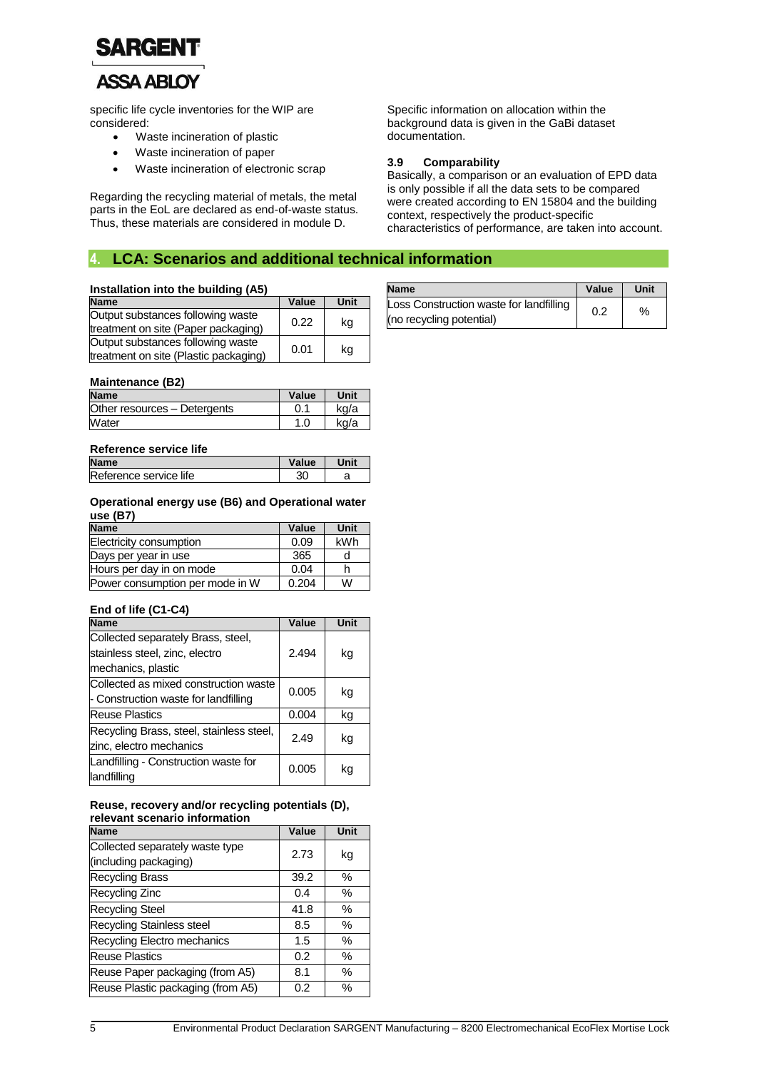specific life cycle inventories for the WIP are considered:

- Waste incineration of plastic
- Waste incineration of paper
- Waste incineration of electronic scrap

Regarding the recycling material of metals, the metal parts in the EoL are declared as end-of-waste status. Thus, these materials are considered in module D.

Specific information on allocation within the background data is given in the GaBi dataset documentation.

### 3.9 Comparability

Basically, a comparison or an evaluation of EPD data is only possible if all the data sets to be compared were created according to EN 15804 and the building context, respectively the product-specific characteristics of performance, are taken into account.

## 4. LCA: Scenarios and additional technical information

**Installation into the building (A5)**

| Name | Value | Unit |
|---|---|---|
| Output substances following waste treatment on site (Paper packaging) | 0.22 | kg |
| Output substances following waste treatment on site (Plastic packaging) | 0.01 | kg |
| Loss Construction waste for landfilling (no recycling potential) | 0.2 | % |

**Maintenance (B2)**

| Name | Value | Unit |
|---|---|---|
| Other resources – Detergents | 0.1 | kg/a |
| Water | 1.0 | kg/a |

**Reference service life**

| Name | Value | Unit |
|---|---|---|
| Reference service life | 30 | a |

**Operational energy use (B6) and Operational water use (B7)**

| Name | Value | Unit |
|---|---|---|
| Electricity consumption | 0.09 | kWh |
| Days per year in use | 365 | d |
| Hours per day in on mode | 0.04 | h |
| Power consumption per mode in W | 0.204 | W |

**End of life (C1-C4)**

| Name | Value | Unit |
|---|---|---|
| Collected separately Brass, steel, stainless steel, zinc, electro mechanics, plastic | 2.494 | kg |
| Collected as mixed construction waste - Construction waste for landfilling | 0.005 | kg |
| Reuse Plastics | 0.004 | kg |
| Recycling Brass, steel, stainless steel, zinc, electro mechanics | 2.49 | kg |
| Landfilling - Construction waste for landfilling | 0.005 | kg |

**Reuse, recovery and/or recycling potentials (D), relevant scenario information**

| Name | Value | Unit |
|---|---|---|
| Collected separately waste type (including packaging) | 2.73 | kg |
| Recycling Brass | 39.2 | % |
| Recycling Zinc | 0.4 | % |
| Recycling Steel | 41.8 | % |
| Recycling Stainless steel | 8.5 | % |
| Recycling Electro mechanics | 1.5 | % |
| Reuse Plastics | 0.2 | % |
| Reuse Paper packaging (from A5) | 8.1 | % |
| Reuse Plastic packaging (from A5) | 0.2 | % |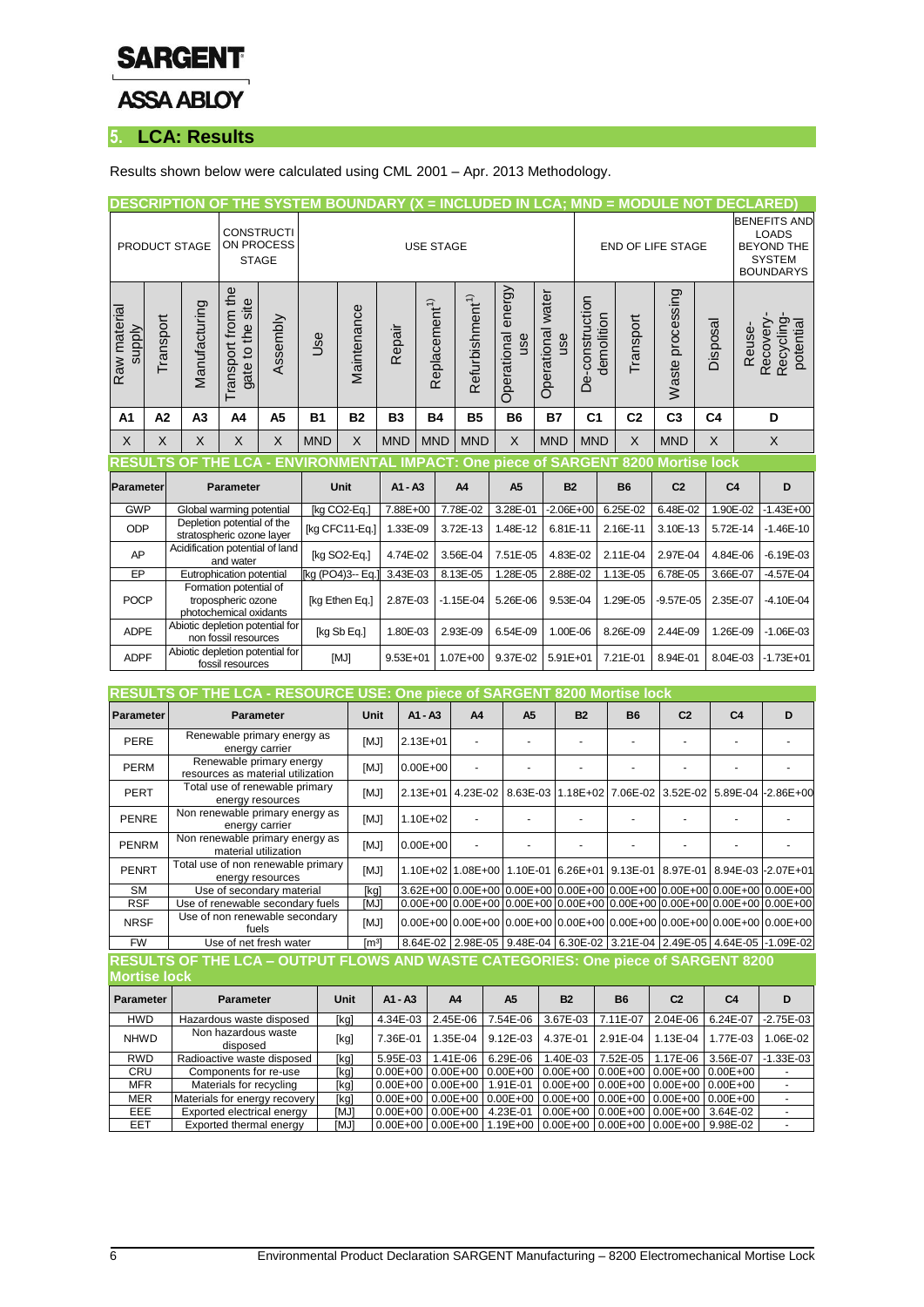SARGENT

ASSA ABLOY

## 5. LCA: Results

Results shown below were calculated using CML 2001 – Apr. 2013 Methodology.

**DESCRIPTION OF THE SYSTEM BOUNDARY (X = INCLUDED IN LCA; MND = MODULE NOT DECLARED)**

| PRODUCT STAGE | | | CONSTRUCTION PROCESS STAGE | | USE STAGE | | | | | | | END OF LIFE STAGE | | | | BENEFITS AND LOADS BEYOND THE SYSTEM BOUNDARYS |
|---|---|---|---|---|---|---|---|---|---|---|---|---|---|---|---|---|
| Raw material supply | Transport | Manufacturing | Transport from the gate to the site | Assembly | Use | Maintenance | Repair | Replacement[1] | Refurbishment[1] | Operational energy use | Operational water use | De-construction demolition | Transport | Waste processing | Disposal | Reuse-Recovery-Recycling-potential |
| A1 | A2 | A3 | A4 | A5 | B1 | B2 | B3 | B4 | B5 | B6 | B7 | C1 | C2 | C3 | C4 | D |
| X | X | X | X | X | MND | X | MND | MND | MND | X | MND | MND | X | MND | X | X |

**RESULTS OF THE LCA - ENVIRONMENTAL IMPACT: One piece of SARGENT 8200 Mortise lock**

| Parameter | Parameter | Unit | A1 - A3 | A4 | A5 | B2 | B6 | C2 | C4 | D |
|---|---|---|---|---|---|---|---|---|---|---|
| GWP | Global warming potential | [kg CO2-Eq.] | 7.88E+00 | 7.78E-02 | 3.28E-01 | -2.06E+00 | 6.25E-02 | 6.48E-02 | 1.90E-02 | -1.43E+00 |
| ODP | Depletion potential of the stratospheric ozone layer | [kg CFC11-Eq.] | 1.33E-09 | 3.72E-13 | 1.48E-12 | 6.81E-11 | 2.16E-11 | 3.10E-13 | 5.72E-14 | -1.46E-10 |
| AP | Acidification potential of land and water | [kg SO2-Eq.] | 4.74E-02 | 3.56E-04 | 7.51E-05 | 4.83E-02 | 2.11E-04 | 2.97E-04 | 4.84E-06 | -6.19E-03 |
| EP | Eutrophication potential | [kg (PO4)3-- Eq.] | 3.43E-03 | 8.13E-05 | 1.28E-05 | 2.88E-02 | 1.13E-05 | 6.78E-05 | 3.66E-07 | -4.57E-04 |
| POCP | Formation potential of tropospheric ozone photochemical oxidants | [kg Ethen Eq.] | 2.87E-03 | -1.15E-04 | 5.26E-06 | 9.53E-04 | 1.29E-05 | -9.57E-05 | 2.35E-07 | -4.10E-04 |
| ADPE | Abiotic depletion potential for non fossil resources | [kg Sb Eq.] | 1.80E-03 | 2.93E-09 | 6.54E-09 | 1.00E-06 | 8.26E-09 | 2.44E-09 | 1.26E-09 | -1.06E-03 |
| ADPF | Abiotic depletion potential for fossil resources | [MJ] | 9.53E+01 | 1.07E+00 | 9.37E-02 | 5.91E+01 | 7.21E-01 | 8.94E-01 | 8.04E-03 | -1.73E+01 |

**RESULTS OF THE LCA - RESOURCE USE: One piece of SARGENT 8200 Mortise lock**

| Parameter | Parameter | Unit | A1 - A3 | A4 | A5 | B2 | B6 | C2 | C4 | D |
|---|---|---|---|---|---|---|---|---|---|---|
| PERE | Renewable primary energy as energy carrier | [MJ] | 2.13E+01 | - | - | - | - | - | - | - |
| PERM | Renewable primary energy resources as material utilization | [MJ] | 0.00E+00 | - | - | - | - | - | - | - |
| PERT | Total use of renewable primary energy resources | [MJ] | 2.13E+01 | 4.23E-02 | 8.63E-03 | 1.18E+02 | 7.06E-02 | 3.52E-02 | 5.89E-04 | -2.86E+00 |
| PENRE | Non renewable primary energy as energy carrier | [MJ] | 1.10E+02 | - | - | - | - | - | - | - |
| PENRM | Non renewable primary energy as material utilization | [MJ] | 0.00E+00 | - | - | - | - | - | - | - |
| PENRT | Total use of non renewable primary energy resources | [MJ] | 1.10E+02 | 1.08E+00 | 1.10E-01 | 6.26E+01 | 9.13E-01 | 8.97E-01 | 8.94E-03 | -2.07E+01 |
| SM | Use of secondary material | [kg] | 3.62E+00 | 0.00E+00 | 0.00E+00 | 0.00E+00 | 0.00E+00 | 0.00E+00 | 0.00E+00 | 0.00E+00 |
| RSF | Use of renewable secondary fuels | [MJ] | 0.00E+00 | 0.00E+00 | 0.00E+00 | 0.00E+00 | 0.00E+00 | 0.00E+00 | 0.00E+00 | 0.00E+00 |
| NRSF | Use of non renewable secondary fuels | [MJ] | 0.00E+00 | 0.00E+00 | 0.00E+00 | 0.00E+00 | 0.00E+00 | 0.00E+00 | 0.00E+00 | 0.00E+00 |
| FW | Use of net fresh water | [m³] | 8.64E-02 | 2.98E-05 | 9.48E-04 | 6.30E-02 | 3.21E-04 | 2.49E-05 | 4.64E-05 | -1.09E-02 |

**RESULTS OF THE LCA – OUTPUT FLOWS AND WASTE CATEGORIES: One piece of SARGENT 8200 Mortise lock**

| Parameter | Parameter | Unit | A1 - A3 | A4 | A5 | B2 | B6 | C2 | C4 | D |
|---|---|---|---|---|---|---|---|---|---|---|
| HWD | Hazardous waste disposed | [kg] | 4.34E-03 | 2.45E-06 | 7.54E-06 | 3.67E-03 | 7.11E-07 | 2.04E-06 | 6.24E-07 | -2.75E-03 |
| NHWD | Non hazardous waste disposed | [kg] | 7.36E-01 | 1.35E-04 | 9.12E-03 | 4.37E-01 | 2.91E-04 | 1.13E-04 | 1.77E-03 | 1.06E-02 |
| RWD | Radioactive waste disposed | [kg] | 5.95E-03 | 1.41E-06 | 6.29E-06 | 1.40E-03 | 7.52E-05 | 1.17E-06 | 3.56E-07 | -1.33E-03 |
| CRU | Components for re-use | [kg] | 0.00E+00 | 0.00E+00 | 0.00E+00 | 0.00E+00 | 0.00E+00 | 0.00E+00 | 0.00E+00 | - |
| MFR | Materials for recycling | [kg] | 0.00E+00 | 0.00E+00 | 1.91E-01 | 0.00E+00 | 0.00E+00 | 0.00E+00 | 0.00E+00 | - |
| MER | Materials for energy recovery | [kg] | 0.00E+00 | 0.00E+00 | 0.00E+00 | 0.00E+00 | 0.00E+00 | 0.00E+00 | 0.00E+00 | - |
| EEE | Exported electrical energy | [MJ] | 0.00E+00 | 0.00E+00 | 4.23E-01 | 0.00E+00 | 0.00E+00 | 0.00E+00 | 3.64E-02 | - |
| EET | Exported thermal energy | [MJ] | 0.00E+00 | 0.00E+00 | 1.19E+00 | 0.00E+00 | 0.00E+00 | 0.00E+00 | 9.98E-02 | - |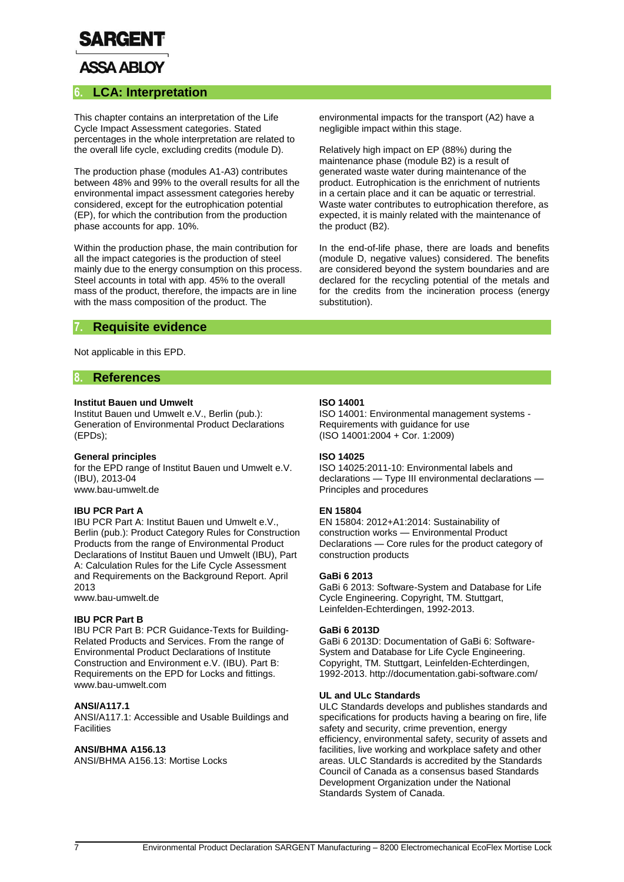## 6. LCA: Interpretation

This chapter contains an interpretation of the Life Cycle Impact Assessment categories. Stated percentages in the whole interpretation are related to the overall life cycle, excluding credits (module D).

The production phase (modules A1-A3) contributes between 48% and 99% to the overall results for all the environmental impact assessment categories hereby considered, except for the eutrophication potential (EP), for which the contribution from the production phase accounts for app. 10%.

Within the production phase, the main contribution for all the impact categories is the production of steel mainly due to the energy consumption on this process. Steel accounts in total with app. 45% to the overall mass of the product, therefore, the impacts are in line with the mass composition of the product. The environmental impacts for the transport (A2) have a negligible impact within this stage.

Relatively high impact on EP (88%) during the maintenance phase (module B2) is a result of generated waste water during maintenance of the product. Eutrophication is the enrichment of nutrients in a certain place and it can be aquatic or terrestrial. Waste water contributes to eutrophication therefore, as expected, it is mainly related with the maintenance of the product (B2).

In the end-of-life phase, there are loads and benefits (module D, negative values) considered. The benefits are considered beyond the system boundaries and are declared for the recycling potential of the metals and for the credits from the incineration process (energy substitution).

## 7. Requisite evidence

Not applicable in this EPD.

## 8. References

**Institut Bauen und Umwelt**
Institut Bauen und Umwelt e.V., Berlin (pub.): Generation of Environmental Product Declarations (EPDs);

**General principles**
for the EPD range of Institut Bauen und Umwelt e.V. (IBU), 2013-04
www.bau-umwelt.de

**IBU PCR Part A**
IBU PCR Part A: Institut Bauen und Umwelt e.V., Berlin (pub.): Product Category Rules for Construction Products from the range of Environmental Product Declarations of Institut Bauen und Umwelt (IBU), Part A: Calculation Rules for the Life Cycle Assessment and Requirements on the Background Report. April 2013
www.bau-umwelt.de

**IBU PCR Part B**
IBU PCR Part B: PCR Guidance-Texts for Building-Related Products and Services. From the range of Environmental Product Declarations of Institute Construction and Environment e.V. (IBU). Part B: Requirements on the EPD for Locks and fittings.
www.bau-umwelt.com

**ANSI/A117.1**
ANSI/A117.1: Accessible and Usable Buildings and Facilities

**ANSI/BHMA A156.13**
ANSI/BHMA A156.13: Mortise Locks

**ISO 14001**
ISO 14001: Environmental management systems - Requirements with guidance for use
(ISO 14001:2004 + Cor. 1:2009)

**ISO 14025**
ISO 14025:2011-10: Environmental labels and declarations — Type III environmental declarations — Principles and procedures

**EN 15804**
EN 15804: 2012+A1:2014: Sustainability of construction works — Environmental Product Declarations — Core rules for the product category of construction products

**GaBi 6 2013**
GaBi 6 2013: Software-System and Database for Life Cycle Engineering. Copyright, TM. Stuttgart, Leinfelden-Echterdingen, 1992-2013.

**GaBi 6 2013D**
GaBi 6 2013D: Documentation of GaBi 6: Software-System and Database for Life Cycle Engineering. Copyright, TM. Leinfelden-Echterdingen, 1992-2013. http://documentation.gabi-software.com/

**UL and ULc Standards**
ULC Standards develops and publishes standards and specifications for products having a bearing on fire, life safety and security, crime prevention, energy efficiency, environmental safety, security of assets and facilities, live working and workplace safety and other areas. ULC Standards is accredited by the Standards Council of Canada as a consensus based Standards Development Organization under the National Standards System of Canada.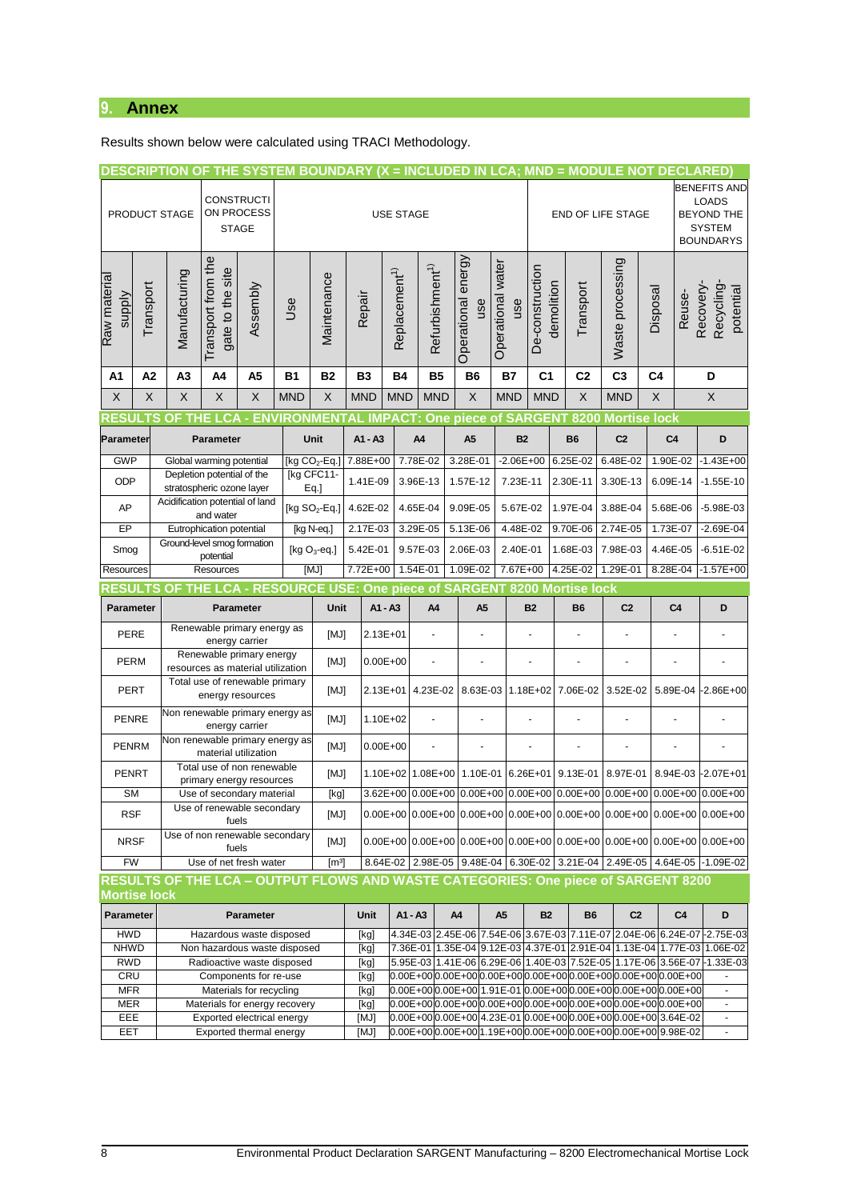## 9. Annex

Results shown below were calculated using TRACI Methodology.

**DESCRIPTION OF THE SYSTEM BOUNDARY (X = INCLUDED IN LCA; MND = MODULE NOT DECLARED)**

| PRODUCT STAGE | | | CONSTRUCTION PROCESS STAGE | | USE STAGE | | | | | | | END OF LIFE STAGE | | | | BENEFITS AND LOADS BEYOND THE SYSTEM BOUNDARYS |
|---|---|---|---|---|---|---|---|---|---|---|---|---|---|---|---|---|
| Raw material supply | Transport | Manufacturing | Transport from the gate to the site | Assembly | Use | Maintenance | Repair | Replacement[1)] | Refurbishment[1)] | Operational energy use | Operational water use | De-construction demolition | Transport | Waste processing | Disposal | Reuse-Recovery-Recycling-potential |
| A1 | A2 | A3 | A4 | A5 | B1 | B2 | B3 | B4 | B5 | B6 | B7 | C1 | C2 | C3 | C4 | D |
| X | X | X | X | X | MND | X | MND | MND | MND | X | MND | MND | X | MND | X | X |

**RESULTS OF THE LCA - ENVIRONMENTAL IMPACT: One piece of SARGENT 8200 Mortise lock**

| Parameter | Parameter | Unit | A1 - A3 | A4 | A5 | B2 | B6 | C2 | C4 | D |
|---|---|---|---|---|---|---|---|---|---|---|
| GWP | Global warming potential | [kg $CO_2$-Eq.] | 7.88E+00 | 7.78E-02 | 3.28E-01 | -2.06E+00 | 6.25E-02 | 6.48E-02 | 1.90E-02 | -1.43E+00 |
| ODP | Depletion potential of the stratospheric ozone layer | [kg CFC11-Eq.] | 1.41E-09 | 3.96E-13 | 1.57E-12 | 7.23E-11 | 2.30E-11 | 3.30E-13 | 6.09E-14 | -1.55E-10 |
| AP | Acidification potential of land and water | [kg $SO_2$-Eq.] | 4.62E-02 | 4.65E-04 | 9.09E-05 | 5.67E-02 | 1.97E-04 | 3.88E-04 | 5.68E-06 | -5.98E-03 |
| EP | Eutrophication potential | [kg N-eq.] | 2.17E-03 | 3.29E-05 | 5.13E-06 | 4.48E-02 | 9.70E-06 | 2.74E-05 | 1.73E-07 | -2.69E-04 |
| Smog | Ground-level smog formation potential | [kg $O_3$-eq.] | 5.42E-01 | 9.57E-03 | 2.06E-03 | 2.40E-01 | 1.68E-03 | 7.98E-03 | 4.46E-05 | -6.51E-02 |
| Resources | Resources | [MJ] | 7.72E+00 | 1.54E-01 | 1.09E-02 | 7.67E+00 | 4.25E-02 | 1.29E-01 | 8.28E-04 | -1.57E+00 |

**RESULTS OF THE LCA - RESOURCE USE: One piece of SARGENT 8200 Mortise lock**

| Parameter | Parameter | Unit | A1 - A3 | A4 | A5 | B2 | B6 | C2 | C4 | D |
|---|---|---|---|---|---|---|---|---|---|---|
| PERE | Renewable primary energy as energy carrier | [MJ] | 2.13E+01 | - | - | - | - | - | - | - |
| PERM | Renewable primary energy resources as material utilization | [MJ] | 0.00E+00 | - | - | - | - | - | - | - |
| PERT | Total use of renewable primary energy resources | [MJ] | 2.13E+01 | 4.23E-02 | 8.63E-03 | 1.18E+02 | 7.06E-02 | 3.52E-02 | 5.89E-04 | -2.86E+00 |
| PENRE | Non renewable primary energy as energy carrier | [MJ] | 1.10E+02 | - | - | - | - | - | - | - |
| PENRM | Non renewable primary energy as material utilization | [MJ] | 0.00E+00 | - | - | - | - | - | - | - |
| PENRT | Total use of non renewable primary energy resources | [MJ] | 1.10E+02 | 1.08E+00 | 1.10E-01 | 6.26E+01 | 9.13E-01 | 8.97E-01 | 8.94E-03 | -2.07E+01 |
| SM | Use of secondary material | [kg] | 3.62E+00 | 0.00E+00 | 0.00E+00 | 0.00E+00 | 0.00E+00 | 0.00E+00 | 0.00E+00 | 0.00E+00 |
| RSF | Use of renewable secondary fuels | [MJ] | 0.00E+00 | 0.00E+00 | 0.00E+00 | 0.00E+00 | 0.00E+00 | 0.00E+00 | 0.00E+00 | 0.00E+00 |
| NRSF | Use of non renewable secondary fuels | [MJ] | 0.00E+00 | 0.00E+00 | 0.00E+00 | 0.00E+00 | 0.00E+00 | 0.00E+00 | 0.00E+00 | 0.00E+00 |
| FW | Use of net fresh water | [m³] | 8.64E-02 | 2.98E-05 | 9.48E-04 | 6.30E-02 | 3.21E-04 | 2.49E-05 | 4.64E-05 | -1.09E-02 |

**RESULTS OF THE LCA – OUTPUT FLOWS AND WASTE CATEGORIES: One piece of SARGENT 8200 Mortise lock**

| Parameter | Parameter | Unit | A1 - A3 | A4 | A5 | B2 | B6 | C2 | C4 | D |
|---|---|---|---|---|---|---|---|---|---|---|
| HWD | Hazardous waste disposed | [kg] | 4.34E-03 | 2.45E-06 | 7.54E-06 | 3.67E-03 | 7.11E-07 | 2.04E-06 | 6.24E-07 | -2.75E-03 |
| NHWD | Non hazardous waste disposed | [kg] | 7.36E-01 | 1.35E-04 | 9.12E-03 | 4.37E-01 | 2.91E-04 | 1.13E-04 | 1.77E-03 | 1.06E-02 |
| RWD | Radioactive waste disposed | [kg] | 5.95E-03 | 1.41E-06 | 6.29E-06 | 1.40E-03 | 7.52E-05 | 1.17E-06 | 3.56E-07 | -1.33E-03 |
| CRU | Components for re-use | [kg] | 0.00E+00 | 0.00E+00 | 0.00E+00 | 0.00E+00 | 0.00E+00 | 0.00E+00 | 0.00E+00 | - |
| MFR | Materials for recycling | [kg] | 0.00E+00 | 0.00E+00 | 1.91E-01 | 0.00E+00 | 0.00E+00 | 0.00E+00 | 0.00E+00 | - |
| MER | Materials for energy recovery | [kg] | 0.00E+00 | 0.00E+00 | 0.00E+00 | 0.00E+00 | 0.00E+00 | 0.00E+00 | 0.00E+00 | - |
| EEE | Exported electrical energy | [MJ] | 0.00E+00 | 0.00E+00 | 4.23E-01 | 0.00E+00 | 0.00E+00 | 0.00E+00 | 3.64E-02 | - |
| EET | Exported thermal energy | [MJ] | 0.00E+00 | 0.00E+00 | 1.19E+00 | 0.00E+00 | 0.00E+00 | 0.00E+00 | 9.98E-02 | - |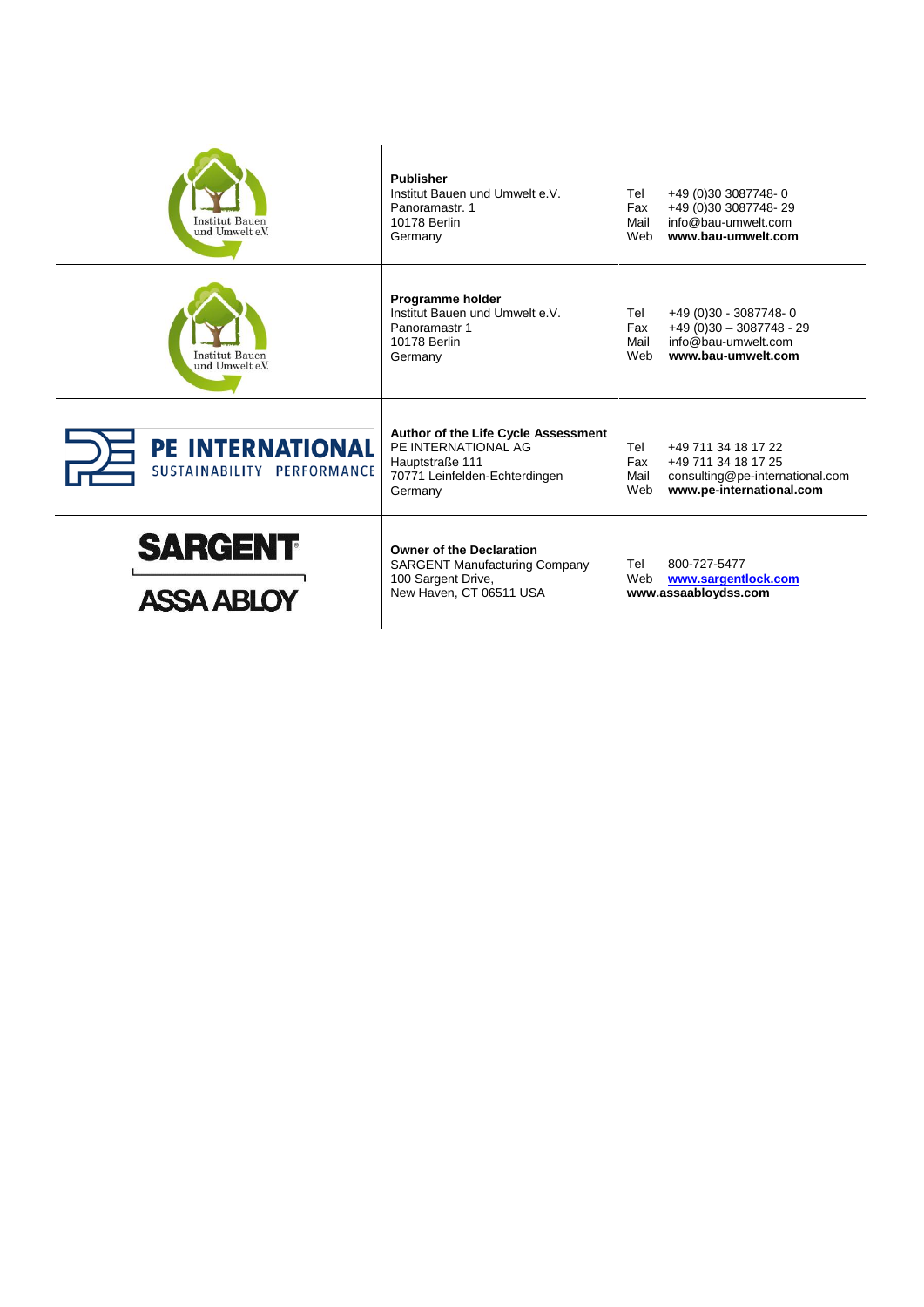| | | |
|---|---|---|
| Institut Bauen und Umwelt e.V. | **Publisher**<br>Institut Bauen und Umwelt e.V.<br>Panoramastr. 1<br>10178 Berlin<br>Germany | Tel +49 (0)30 3087748- 0<br>Fax +49 (0)30 3087748- 29<br>Mail info@bau-umwelt.com<br>Web **www.bau-umwelt.com** |
| Institut Bauen und Umwelt e.V. | **Programme holder**<br>Institut Bauen und Umwelt e.V.<br>Panoramastr 1<br>10178 Berlin<br>Germany | Tel +49 (0)30 - 3087748- 0<br>Fax +49 (0)30 – 3087748 - 29<br>Mail info@bau-umwelt.com<br>Web **www.bau-umwelt.com** |
| PE INTERNATIONAL<br>SUSTAINABILITY PERFORMANCE | **Author of the Life Cycle Assessment**<br>PE INTERNATIONAL AG<br>Hauptstraße 111<br>70771 Leinfelden-Echterdingen<br>Germany | Tel +49 711 34 18 17 22<br>Fax +49 711 34 18 17 25<br>Mail consulting@pe-international.com<br>Web **www.pe-international.com** |
| SARGENT<br>ASSA ABLOY | **Owner of the Declaration**<br>SARGENT Manufacturing Company<br>100 Sargent Drive,<br>New Haven, CT 06511 USA | Tel 800-727-5477<br>Web **www.sargentlock.com**<br>**www.assaabloydss.com** |